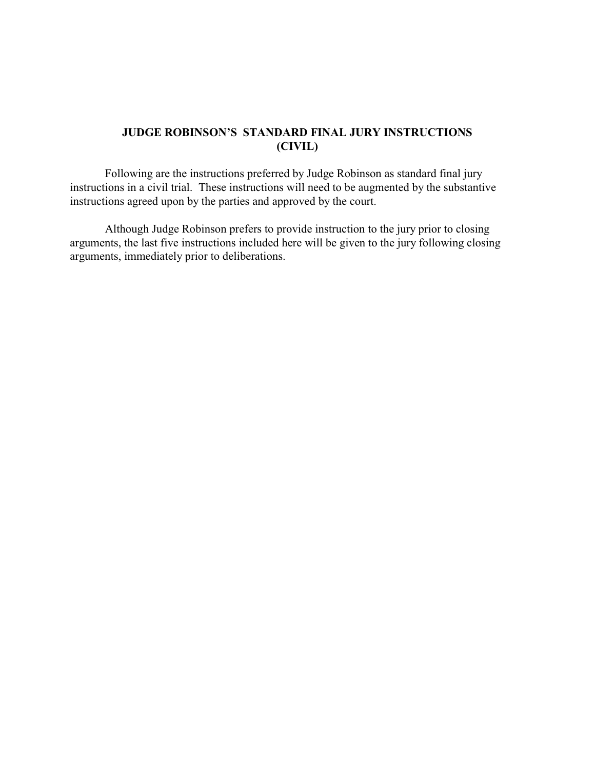# JUDGE ROBINSON'S STANDARD FINAL JURY INSTRUCTIONS (CIVIL)

Following are the instructions preferred by Judge Robinson as standard final jury instructions in a civil trial. These instructions will need to be augmented by the substantive instructions agreed upon by the parties and approved by the court.

Although Judge Robinson prefers to provide instruction to the jury prior to closing arguments, the last five instructions included here will be given to the jury following closing arguments, immediately prior to deliberations.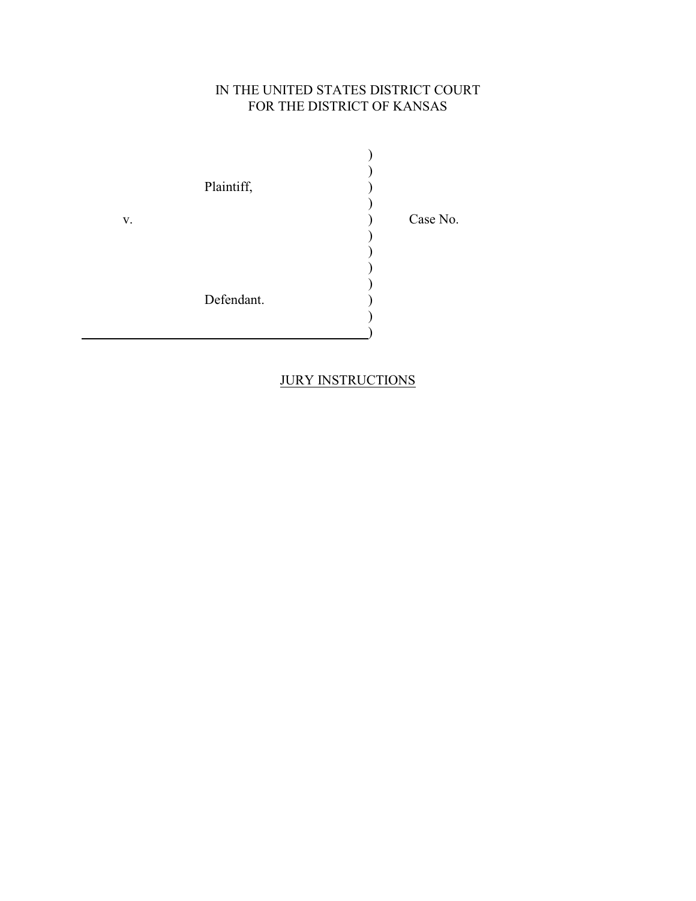IN THE UNITED STATES DISTRICT COURT
FOR THE DISTRICT OF KANSAS

| | | |
|---|---|---|
| Plaintiff, | ) | |
| v. | ) | Case No. |
| Defendant. | ) | |

## JURY INSTRUCTIONS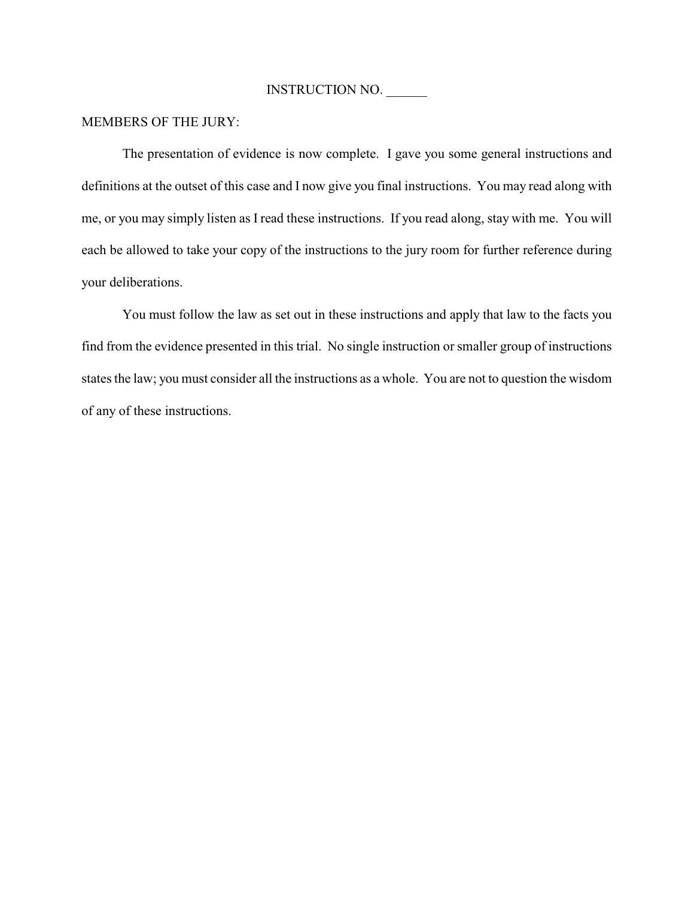INSTRUCTION NO. ______

MEMBERS OF THE JURY:

The presentation of evidence is now complete. I gave you some general instructions and definitions at the outset of this case and I now give you final instructions. You may read along with me, or you may simply listen as I read these instructions. If you read along, stay with me. You will each be allowed to take your copy of the instructions to the jury room for further reference during your deliberations.

You must follow the law as set out in these instructions and apply that law to the facts you find from the evidence presented in this trial. No single instruction or smaller group of instructions states the law; you must consider all the instructions as a whole. You are not to question the wisdom of any of these instructions.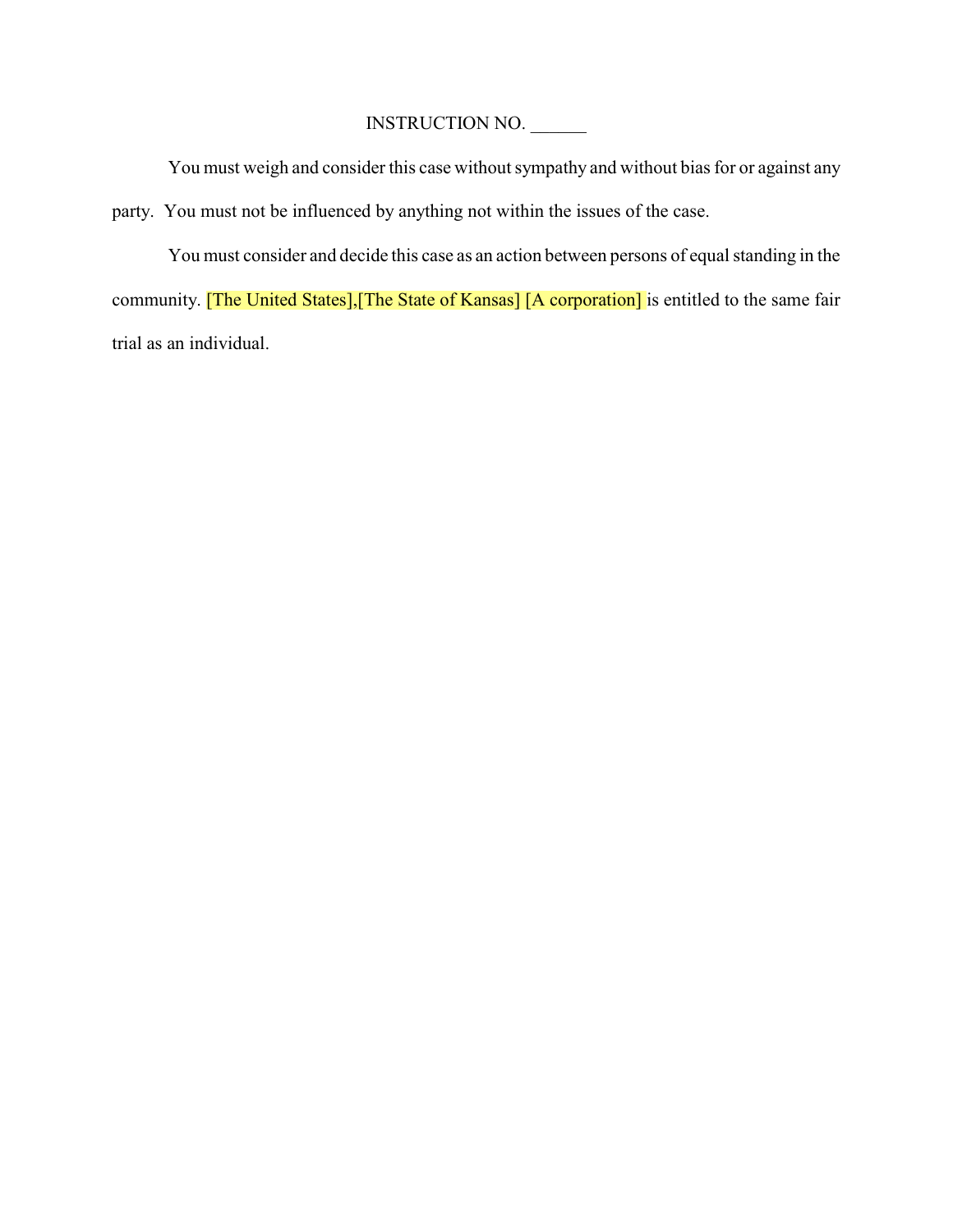INSTRUCTION NO. ______

You must weigh and consider this case without sympathy and without bias for or against any party. You must not be influenced by anything not within the issues of the case.

You must consider and decide this case as an action between persons of equal standing in the community. [The United States],[The State of Kansas] [A corporation] is entitled to the same fair trial as an individual.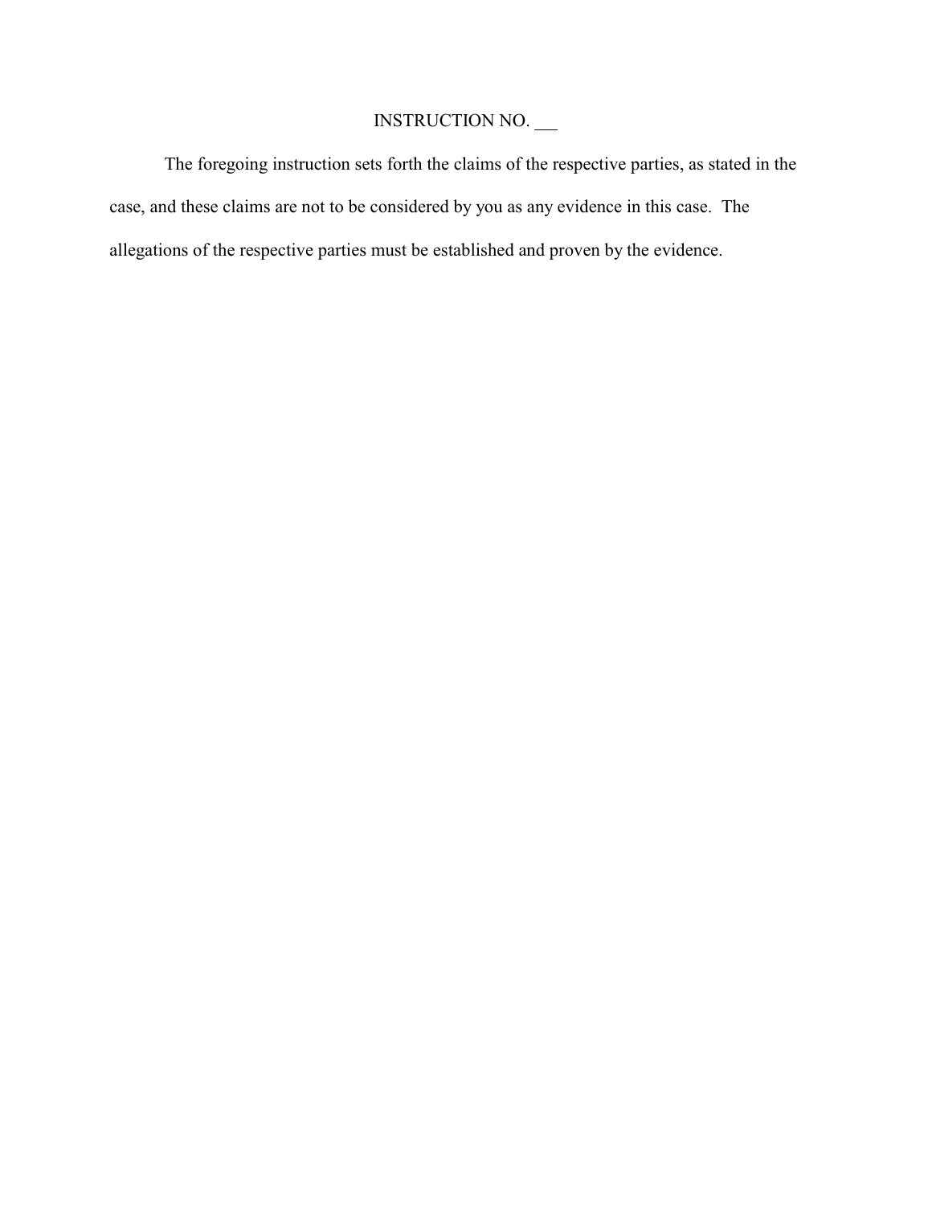INSTRUCTION NO. ___

The foregoing instruction sets forth the claims of the respective parties, as stated in the case, and these claims are not to be considered by you as any evidence in this case. The allegations of the respective parties must be established and proven by the evidence.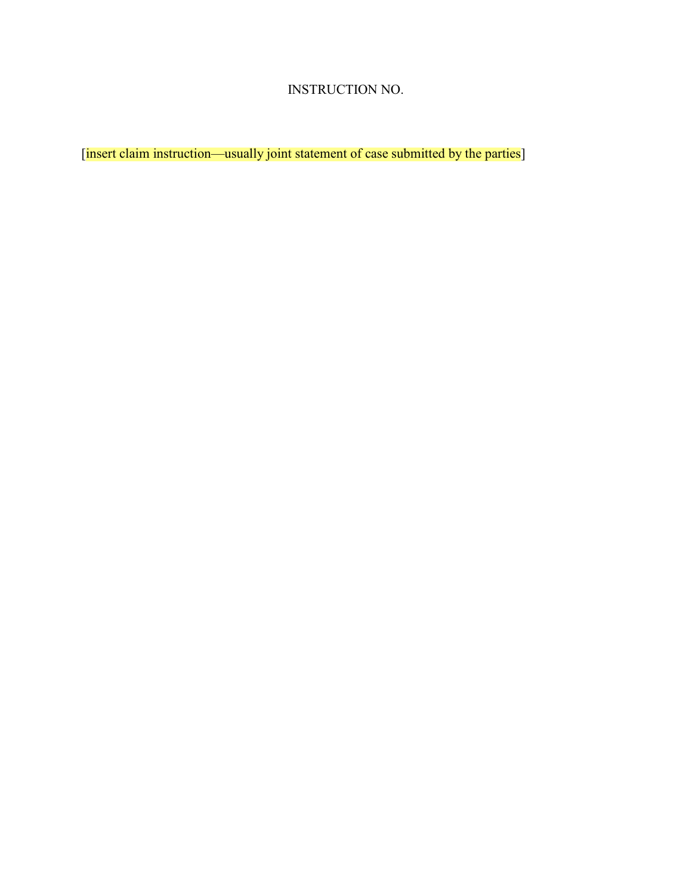INSTRUCTION NO.

[insert claim instruction—usually joint statement of case submitted by the parties]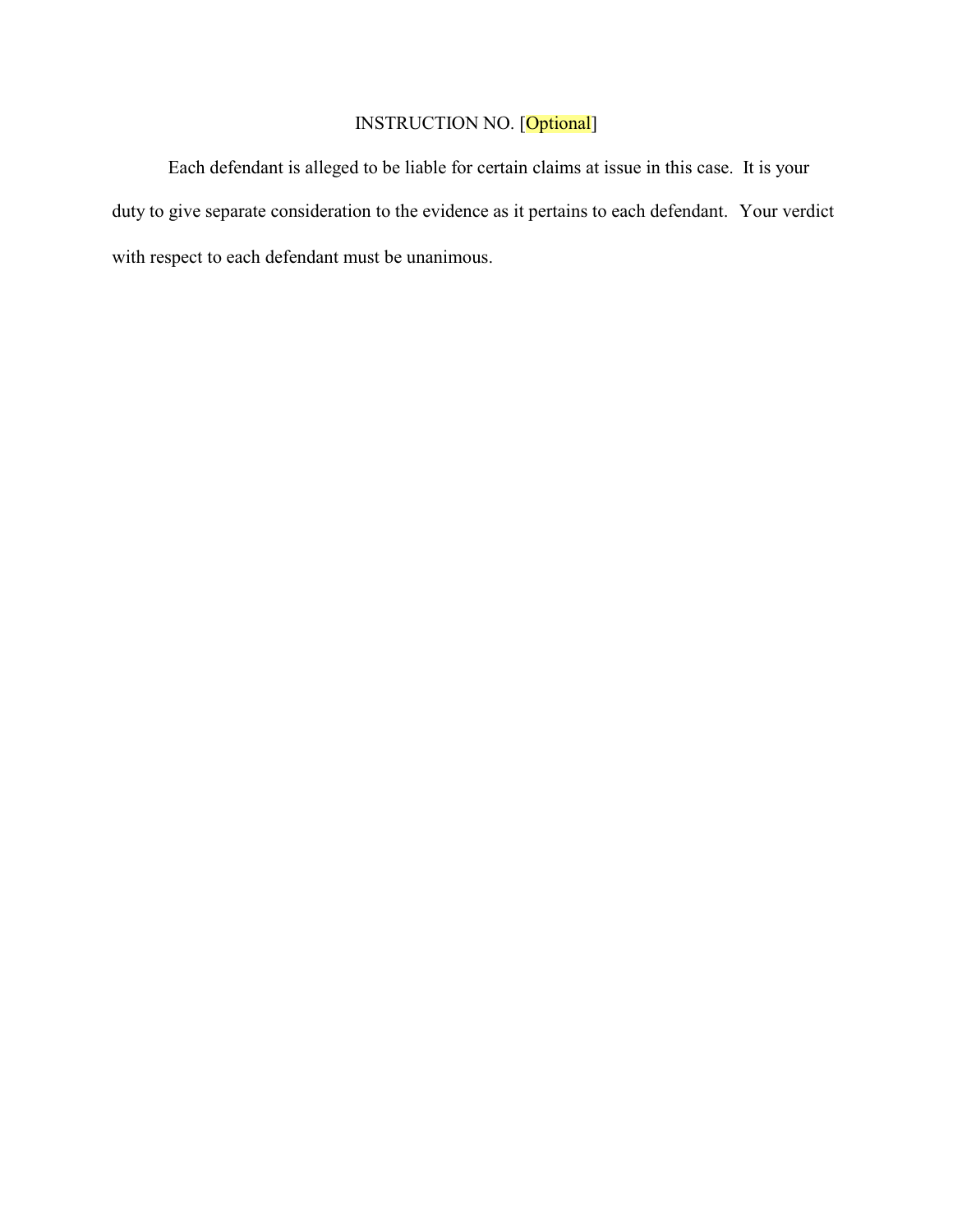INSTRUCTION NO. [Optional]

Each defendant is alleged to be liable for certain claims at issue in this case. It is your duty to give separate consideration to the evidence as it pertains to each defendant. Your verdict with respect to each defendant must be unanimous.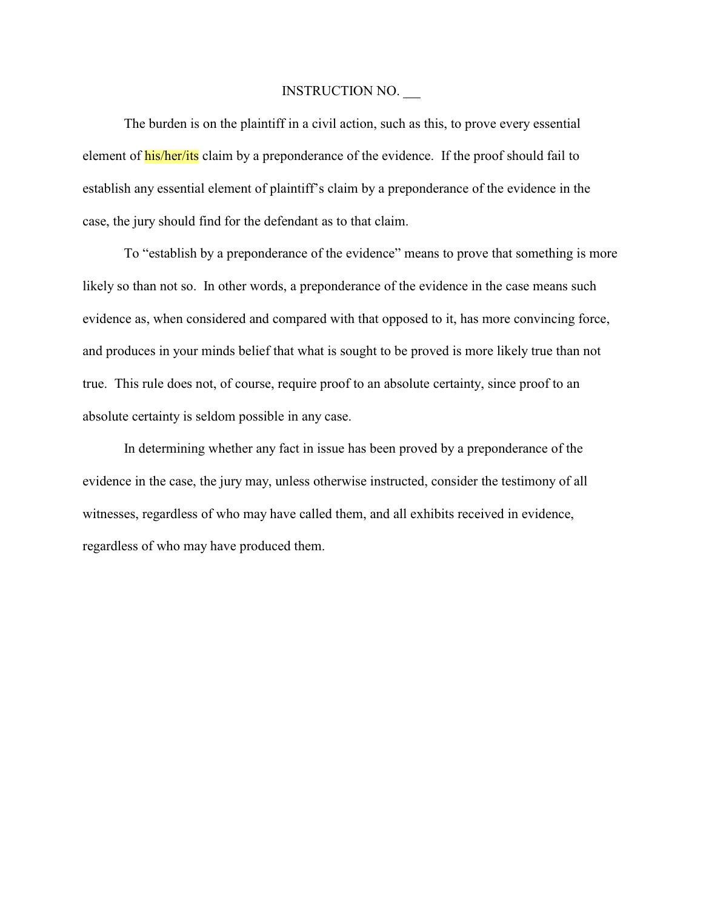INSTRUCTION NO. ___

The burden is on the plaintiff in a civil action, such as this, to prove every essential element of his/her/its claim by a preponderance of the evidence. If the proof should fail to establish any essential element of plaintiff's claim by a preponderance of the evidence in the case, the jury should find for the defendant as to that claim.

To "establish by a preponderance of the evidence" means to prove that something is more likely so than not so. In other words, a preponderance of the evidence in the case means such evidence as, when considered and compared with that opposed to it, has more convincing force, and produces in your minds belief that what is sought to be proved is more likely true than not true. This rule does not, of course, require proof to an absolute certainty, since proof to an absolute certainty is seldom possible in any case.

In determining whether any fact in issue has been proved by a preponderance of the evidence in the case, the jury may, unless otherwise instructed, consider the testimony of all witnesses, regardless of who may have called them, and all exhibits received in evidence, regardless of who may have produced them.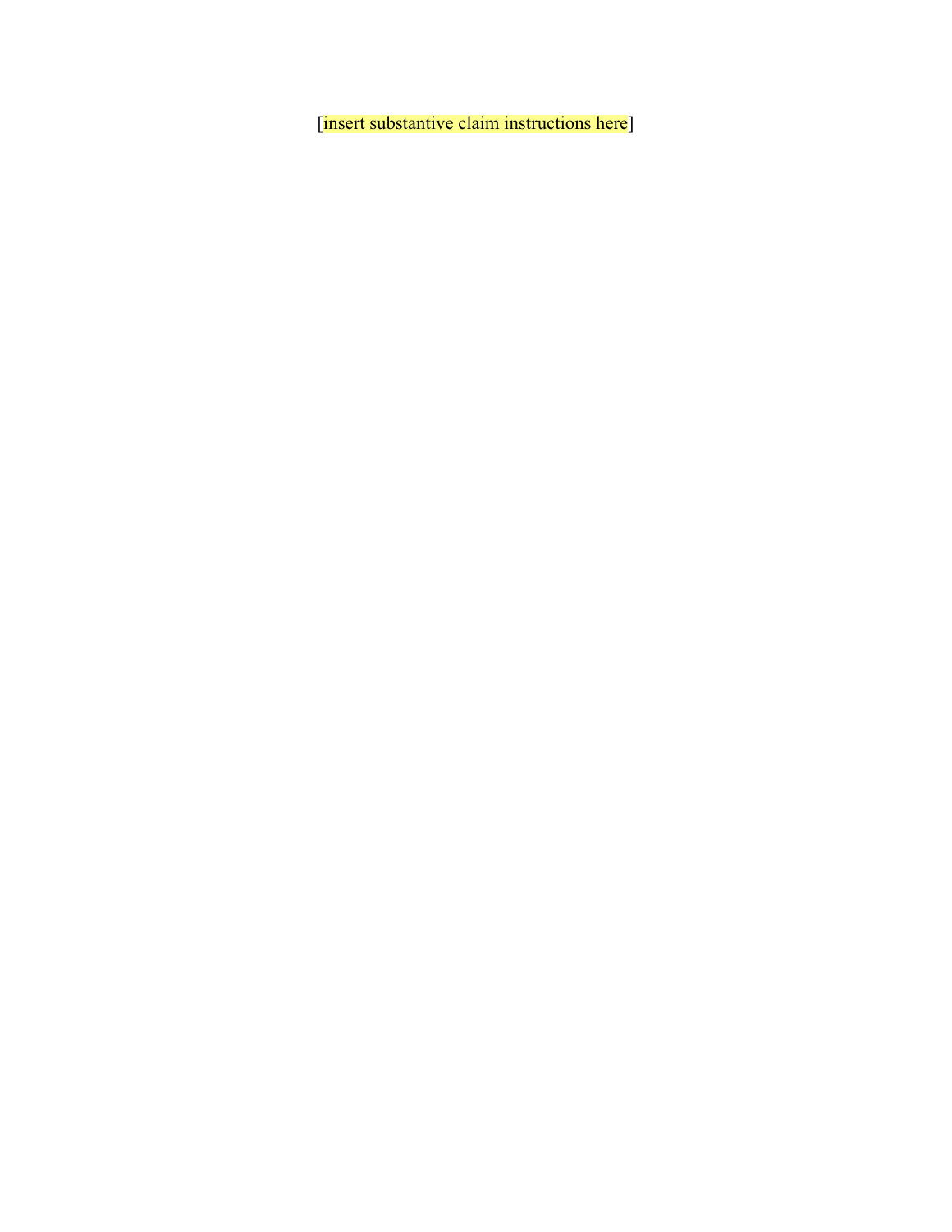[insert substantive claim instructions here]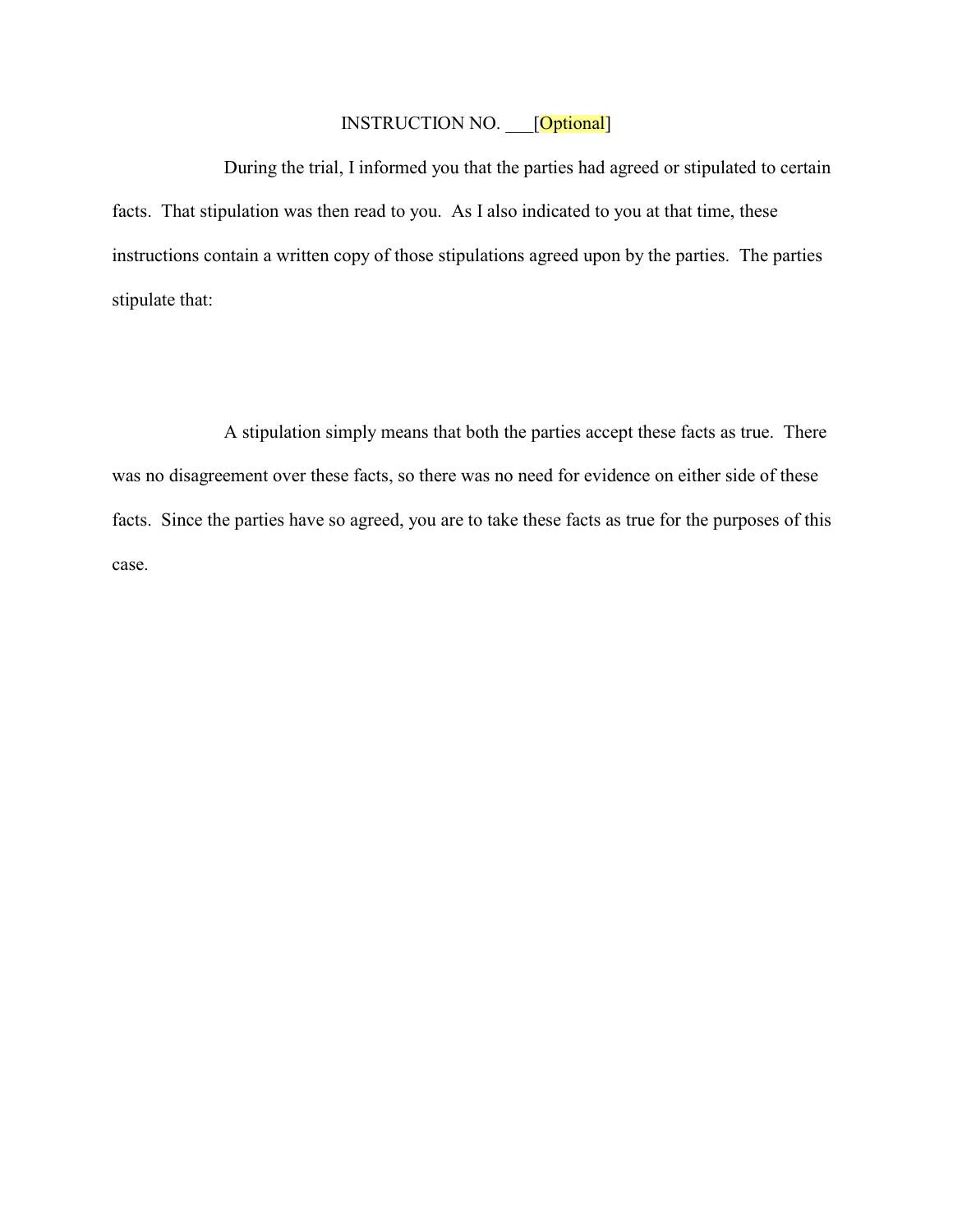INSTRUCTION NO. ___[Optional]

During the trial, I informed you that the parties had agreed or stipulated to certain facts. That stipulation was then read to you. As I also indicated to you at that time, these instructions contain a written copy of those stipulations agreed upon by the parties. The parties stipulate that:

A stipulation simply means that both the parties accept these facts as true. There was no disagreement over these facts, so there was no need for evidence on either side of these facts. Since the parties have so agreed, you are to take these facts as true for the purposes of this case.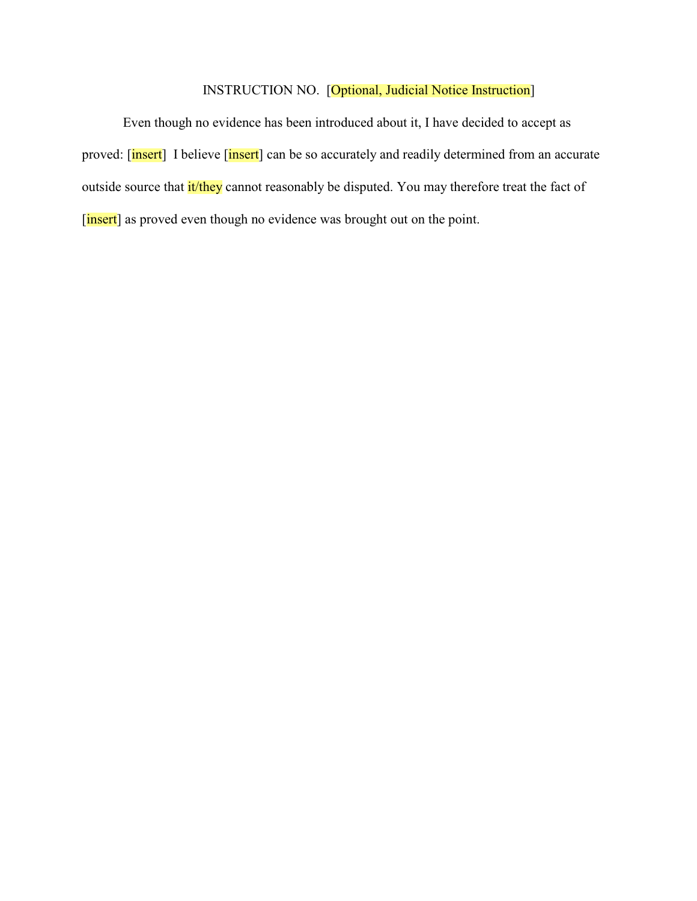INSTRUCTION NO. [Optional, Judicial Notice Instruction]

Even though no evidence has been introduced about it, I have decided to accept as proved: [insert] I believe [insert] can be so accurately and readily determined from an accurate outside source that it/they cannot reasonably be disputed. You may therefore treat the fact of [insert] as proved even though no evidence was brought out on the point.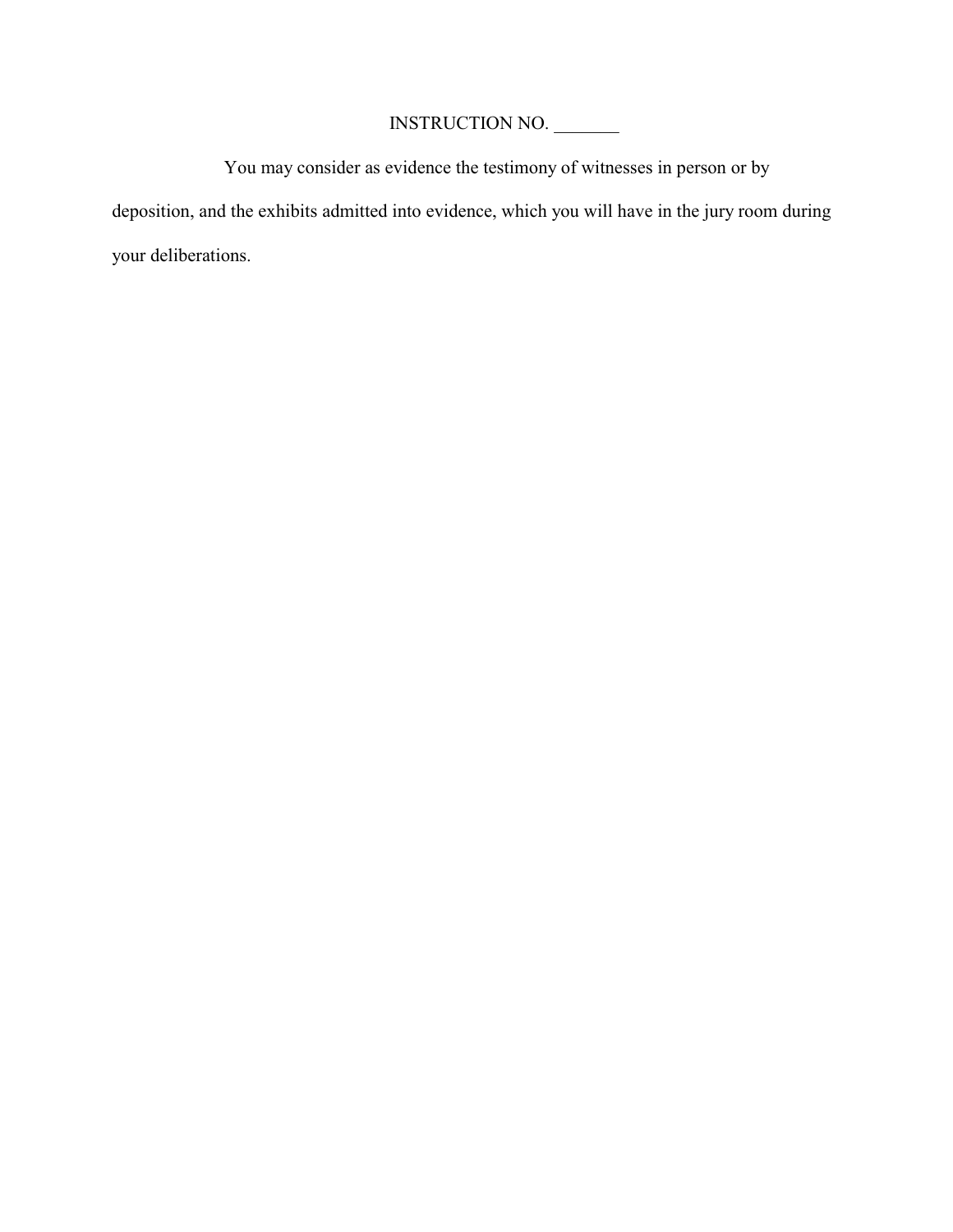INSTRUCTION NO. _______

You may consider as evidence the testimony of witnesses in person or by deposition, and the exhibits admitted into evidence, which you will have in the jury room during your deliberations.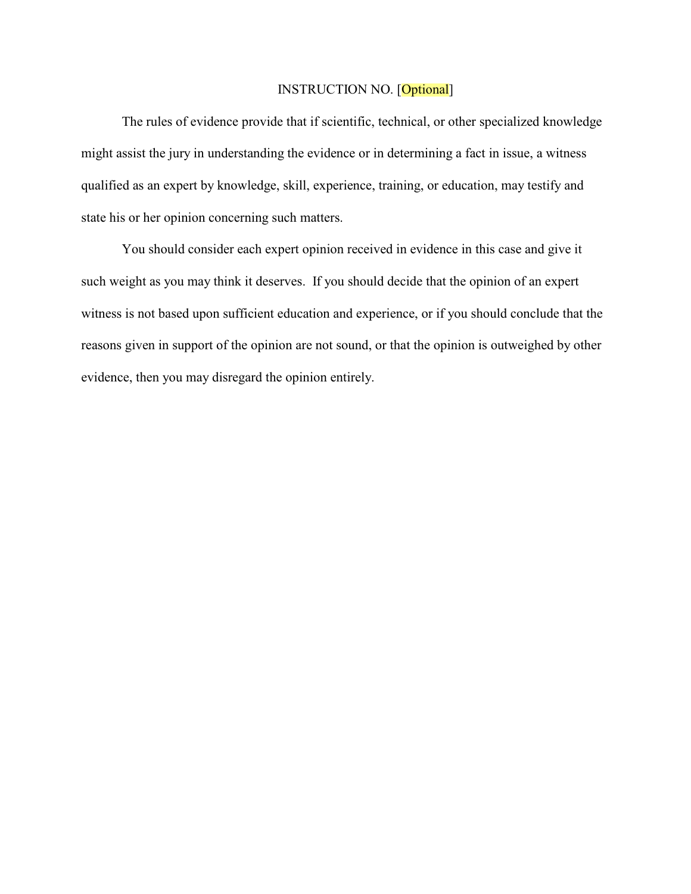INSTRUCTION NO. [Optional]

The rules of evidence provide that if scientific, technical, or other specialized knowledge might assist the jury in understanding the evidence or in determining a fact in issue, a witness qualified as an expert by knowledge, skill, experience, training, or education, may testify and state his or her opinion concerning such matters.

You should consider each expert opinion received in evidence in this case and give it such weight as you may think it deserves. If you should decide that the opinion of an expert witness is not based upon sufficient education and experience, or if you should conclude that the reasons given in support of the opinion are not sound, or that the opinion is outweighed by other evidence, then you may disregard the opinion entirely.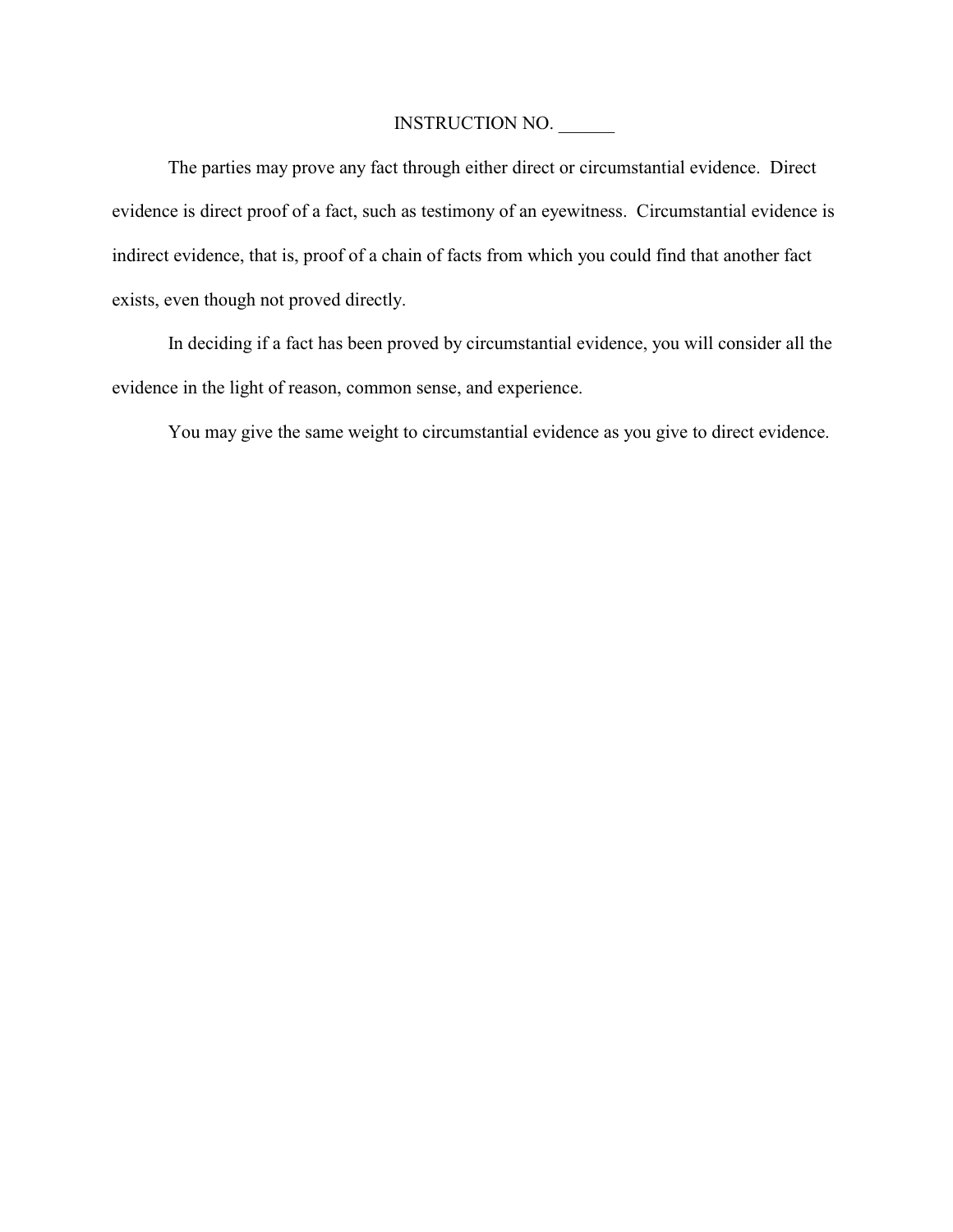INSTRUCTION NO. ______

The parties may prove any fact through either direct or circumstantial evidence. Direct evidence is direct proof of a fact, such as testimony of an eyewitness. Circumstantial evidence is indirect evidence, that is, proof of a chain of facts from which you could find that another fact exists, even though not proved directly.

In deciding if a fact has been proved by circumstantial evidence, you will consider all the evidence in the light of reason, common sense, and experience.

You may give the same weight to circumstantial evidence as you give to direct evidence.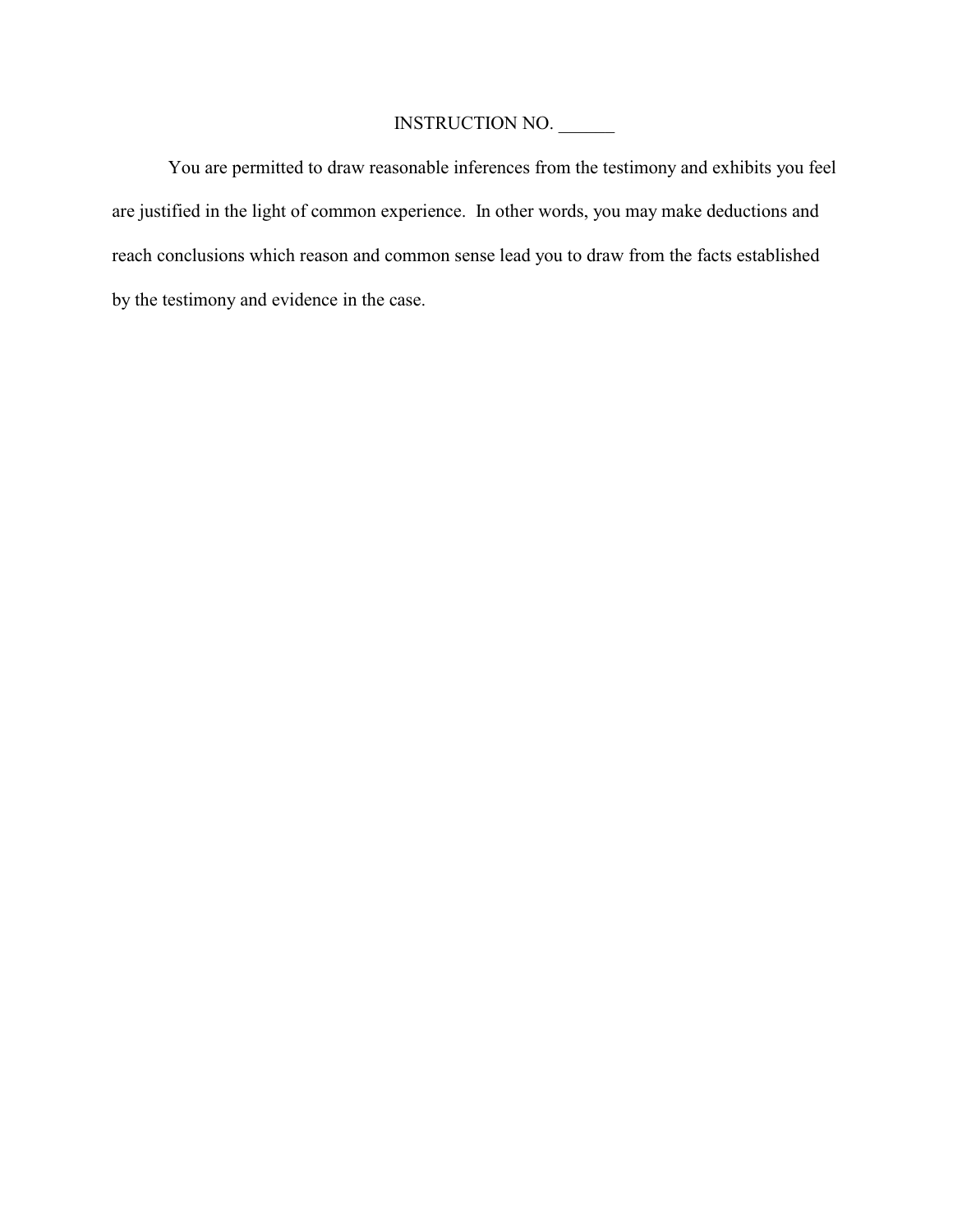INSTRUCTION NO. ______

You are permitted to draw reasonable inferences from the testimony and exhibits you feel are justified in the light of common experience. In other words, you may make deductions and reach conclusions which reason and common sense lead you to draw from the facts established by the testimony and evidence in the case.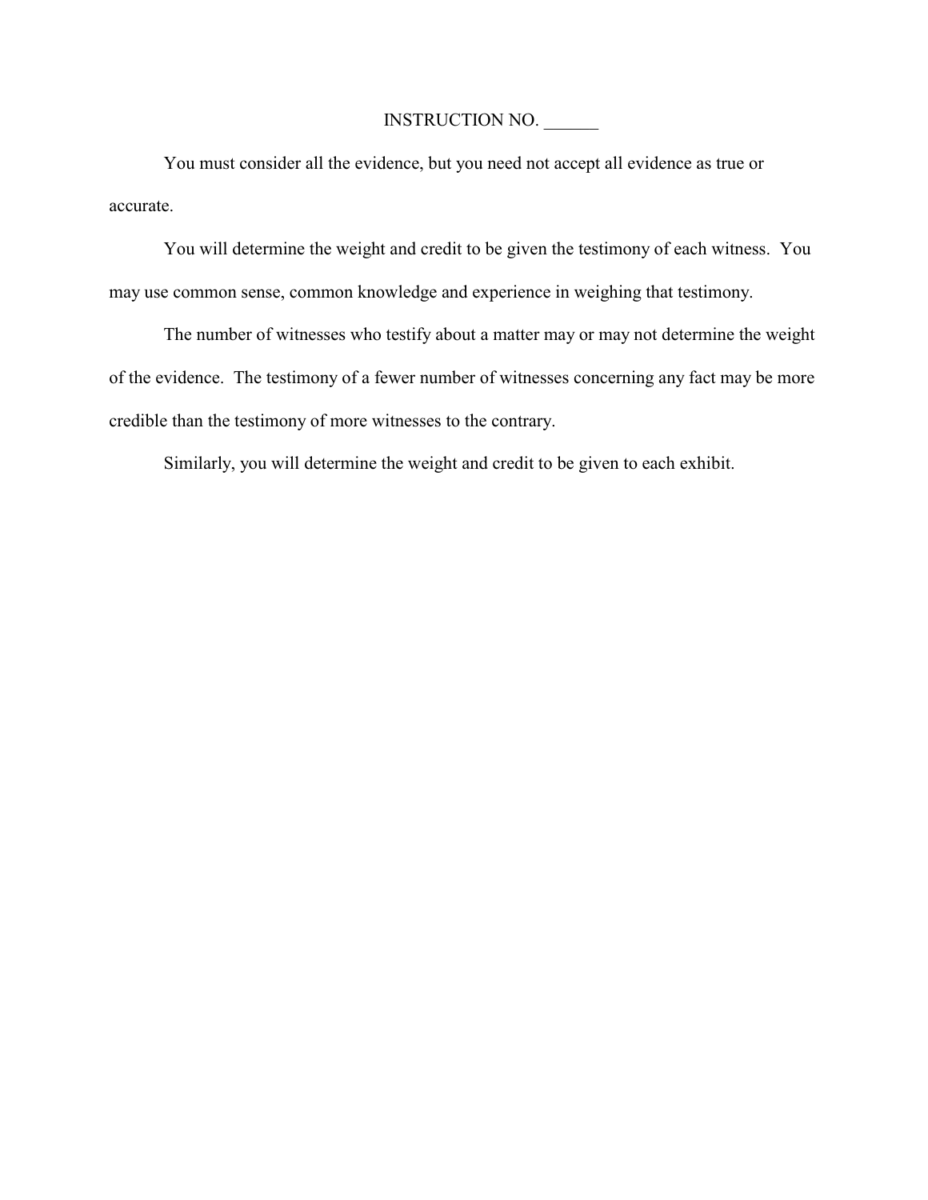INSTRUCTION NO. ______

You must consider all the evidence, but you need not accept all evidence as true or accurate.

You will determine the weight and credit to be given the testimony of each witness. You may use common sense, common knowledge and experience in weighing that testimony.

The number of witnesses who testify about a matter may or may not determine the weight of the evidence. The testimony of a fewer number of witnesses concerning any fact may be more credible than the testimony of more witnesses to the contrary.

Similarly, you will determine the weight and credit to be given to each exhibit.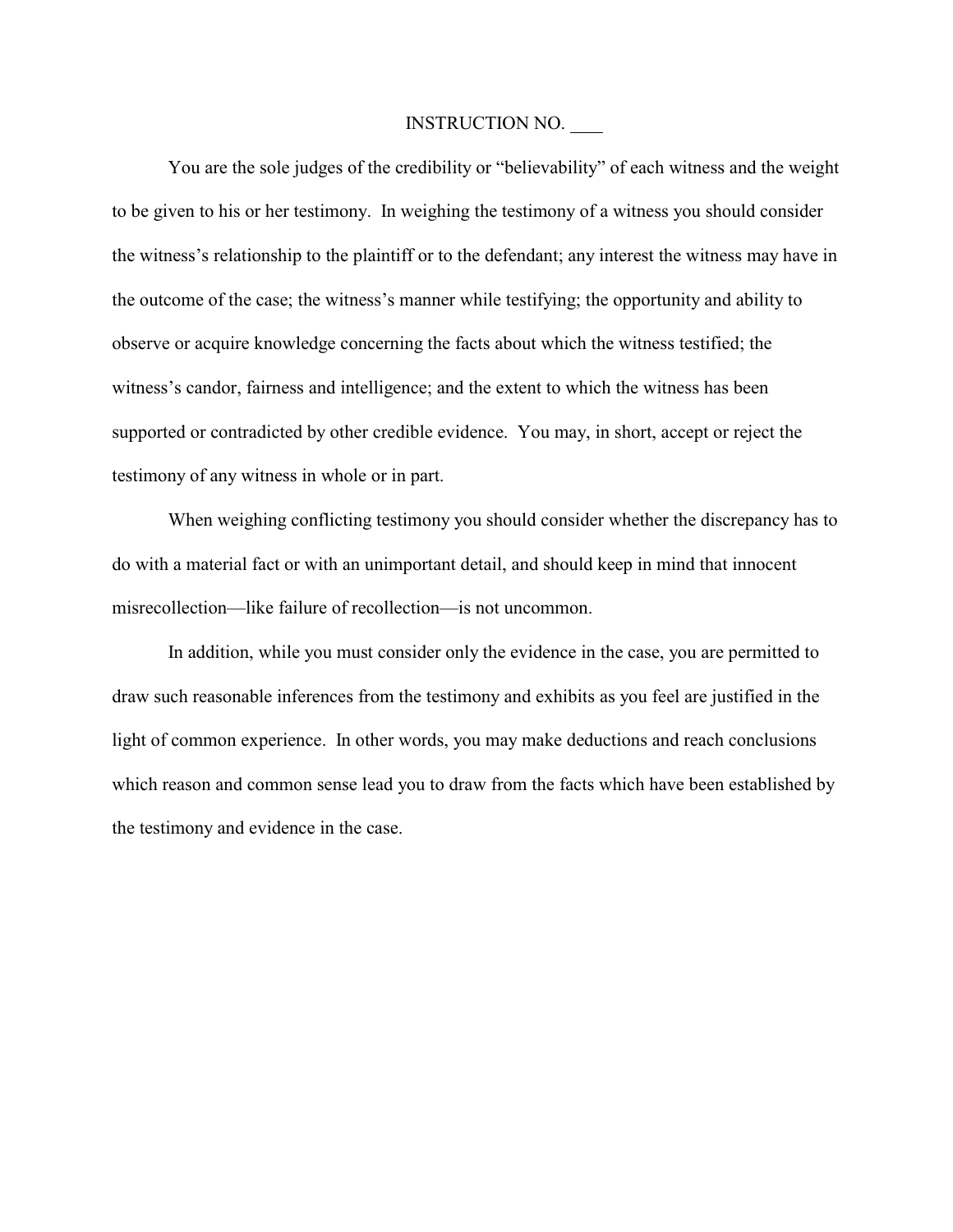INSTRUCTION NO. ___

You are the sole judges of the credibility or "believability" of each witness and the weight to be given to his or her testimony. In weighing the testimony of a witness you should consider the witness's relationship to the plaintiff or to the defendant; any interest the witness may have in the outcome of the case; the witness's manner while testifying; the opportunity and ability to observe or acquire knowledge concerning the facts about which the witness testified; the witness's candor, fairness and intelligence; and the extent to which the witness has been supported or contradicted by other credible evidence. You may, in short, accept or reject the testimony of any witness in whole or in part.

When weighing conflicting testimony you should consider whether the discrepancy has to do with a material fact or with an unimportant detail, and should keep in mind that innocent misrecollection—like failure of recollection—is not uncommon.

In addition, while you must consider only the evidence in the case, you are permitted to draw such reasonable inferences from the testimony and exhibits as you feel are justified in the light of common experience. In other words, you may make deductions and reach conclusions which reason and common sense lead you to draw from the facts which have been established by the testimony and evidence in the case.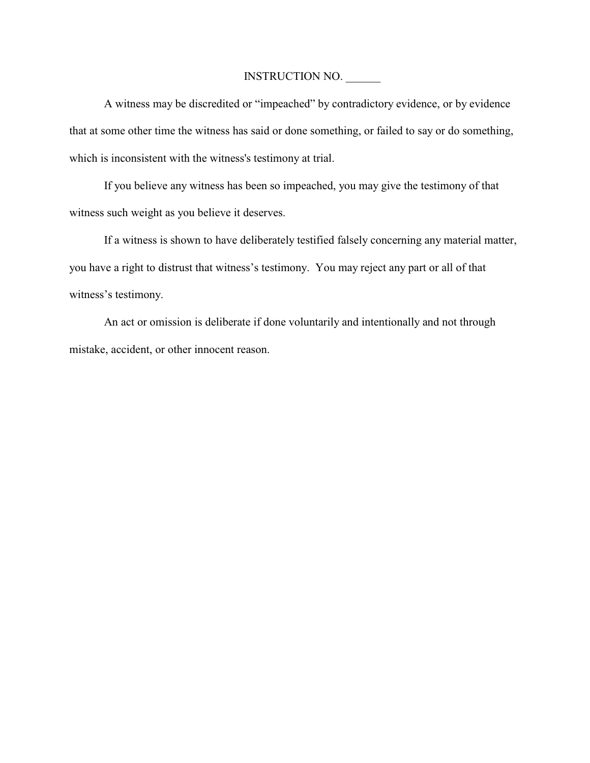INSTRUCTION NO. ______

A witness may be discredited or "impeached" by contradictory evidence, or by evidence that at some other time the witness has said or done something, or failed to say or do something, which is inconsistent with the witness's testimony at trial.

If you believe any witness has been so impeached, you may give the testimony of that witness such weight as you believe it deserves.

If a witness is shown to have deliberately testified falsely concerning any material matter, you have a right to distrust that witness's testimony. You may reject any part or all of that witness's testimony.

An act or omission is deliberate if done voluntarily and intentionally and not through mistake, accident, or other innocent reason.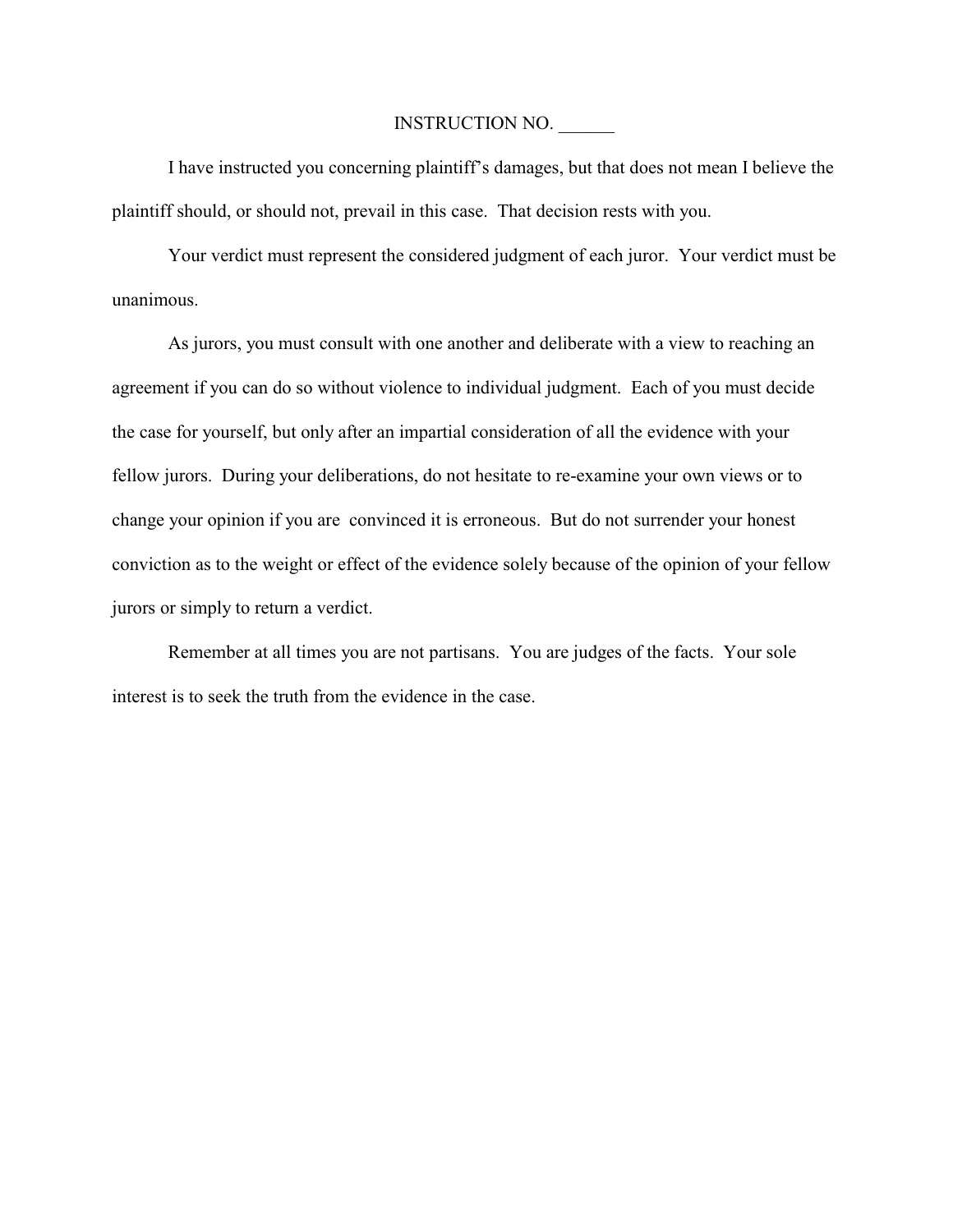INSTRUCTION NO. ______

I have instructed you concerning plaintiff's damages, but that does not mean I believe the plaintiff should, or should not, prevail in this case. That decision rests with you.

Your verdict must represent the considered judgment of each juror. Your verdict must be unanimous.

As jurors, you must consult with one another and deliberate with a view to reaching an agreement if you can do so without violence to individual judgment. Each of you must decide the case for yourself, but only after an impartial consideration of all the evidence with your fellow jurors. During your deliberations, do not hesitate to re-examine your own views or to change your opinion if you are convinced it is erroneous. But do not surrender your honest conviction as to the weight or effect of the evidence solely because of the opinion of your fellow jurors or simply to return a verdict.

Remember at all times you are not partisans. You are judges of the facts. Your sole interest is to seek the truth from the evidence in the case.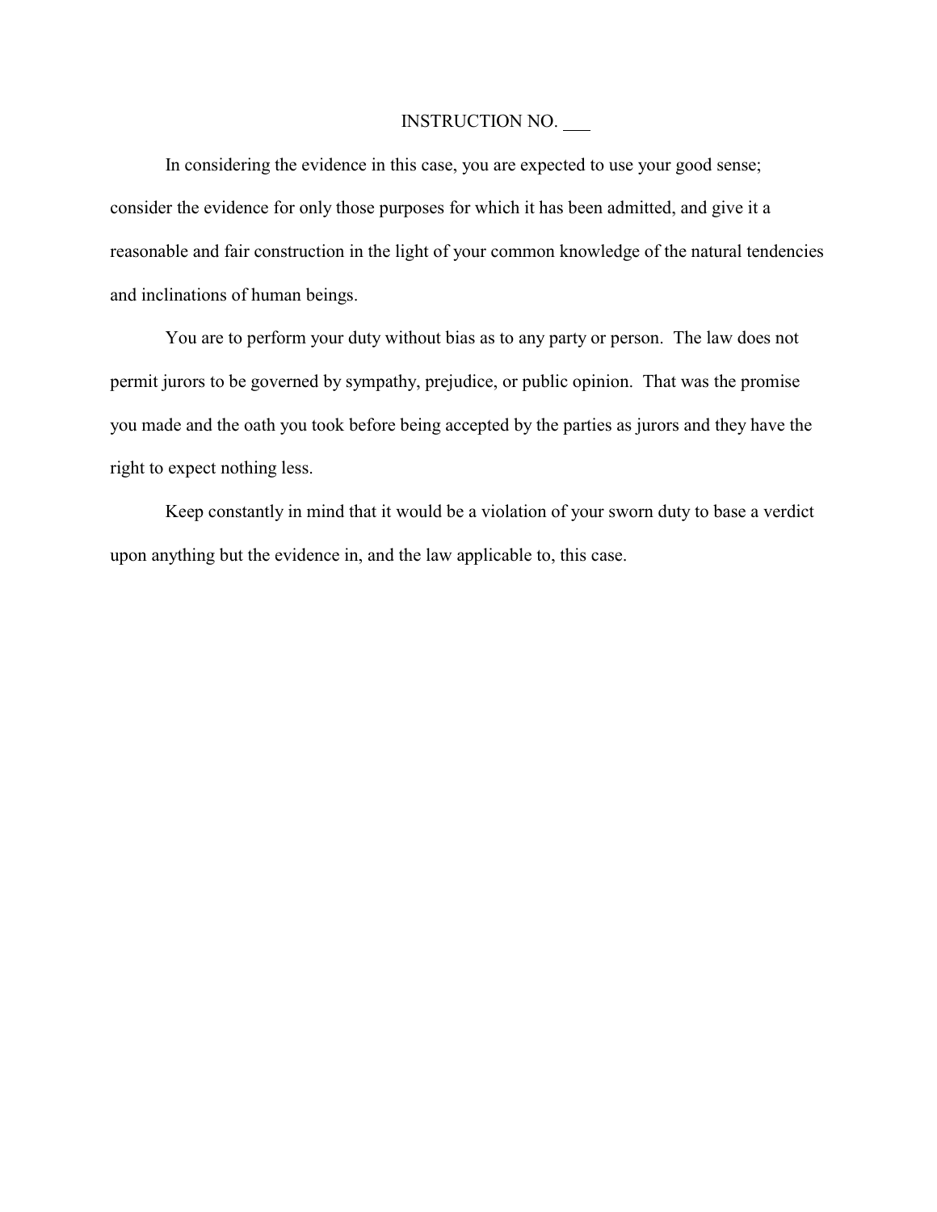# INSTRUCTION NO. ___

In considering the evidence in this case, you are expected to use your good sense; consider the evidence for only those purposes for which it has been admitted, and give it a reasonable and fair construction in the light of your common knowledge of the natural tendencies and inclinations of human beings.

You are to perform your duty without bias as to any party or person. The law does not permit jurors to be governed by sympathy, prejudice, or public opinion. That was the promise you made and the oath you took before being accepted by the parties as jurors and they have the right to expect nothing less.

Keep constantly in mind that it would be a violation of your sworn duty to base a verdict upon anything but the evidence in, and the law applicable to, this case.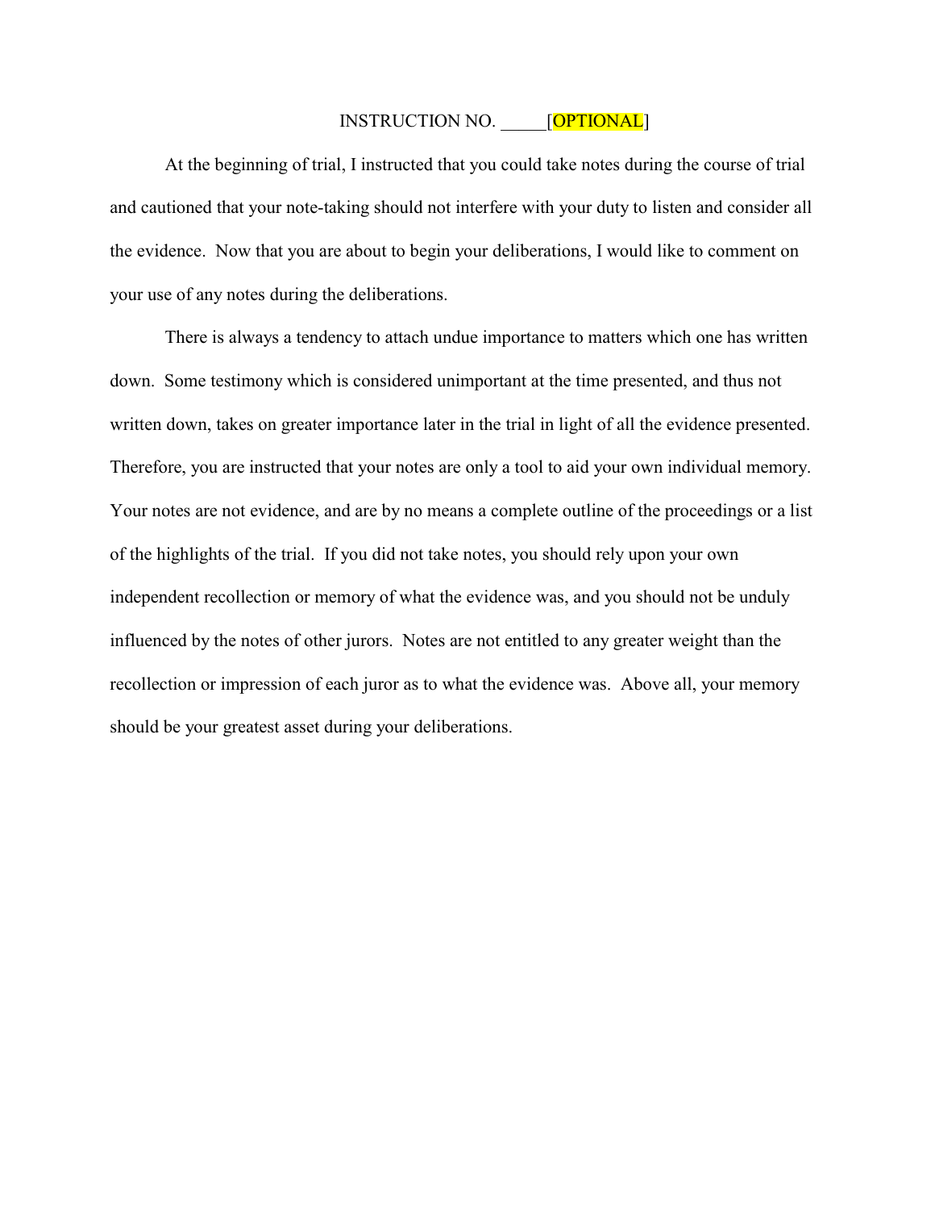INSTRUCTION NO. _____[OPTIONAL]

At the beginning of trial, I instructed that you could take notes during the course of trial and cautioned that your note-taking should not interfere with your duty to listen and consider all the evidence. Now that you are about to begin your deliberations, I would like to comment on your use of any notes during the deliberations.

There is always a tendency to attach undue importance to matters which one has written down. Some testimony which is considered unimportant at the time presented, and thus not written down, takes on greater importance later in the trial in light of all the evidence presented. Therefore, you are instructed that your notes are only a tool to aid your own individual memory. Your notes are not evidence, and are by no means a complete outline of the proceedings or a list of the highlights of the trial. If you did not take notes, you should rely upon your own independent recollection or memory of what the evidence was, and you should not be unduly influenced by the notes of other jurors. Notes are not entitled to any greater weight than the recollection or impression of each juror as to what the evidence was. Above all, your memory should be your greatest asset during your deliberations.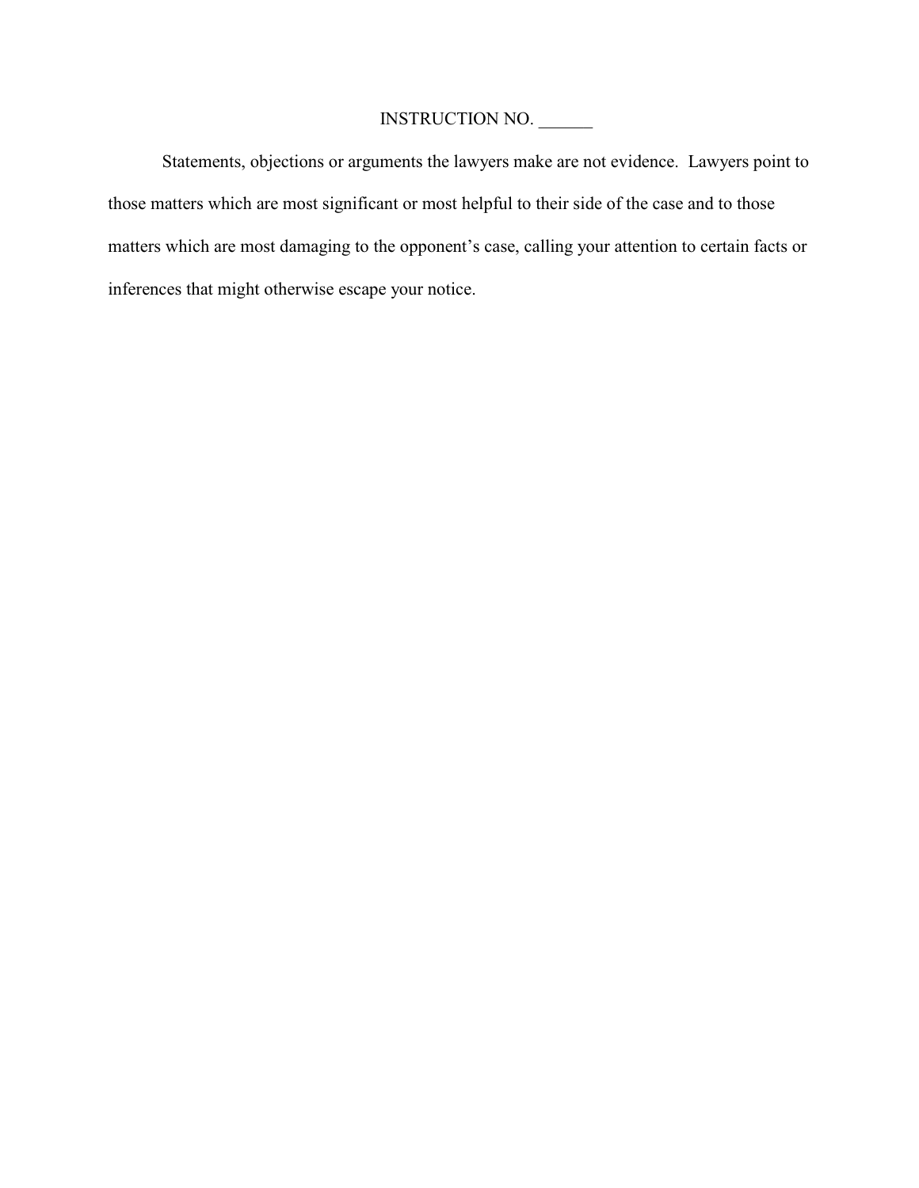INSTRUCTION NO. ______

Statements, objections or arguments the lawyers make are not evidence. Lawyers point to those matters which are most significant or most helpful to their side of the case and to those matters which are most damaging to the opponent's case, calling your attention to certain facts or inferences that might otherwise escape your notice.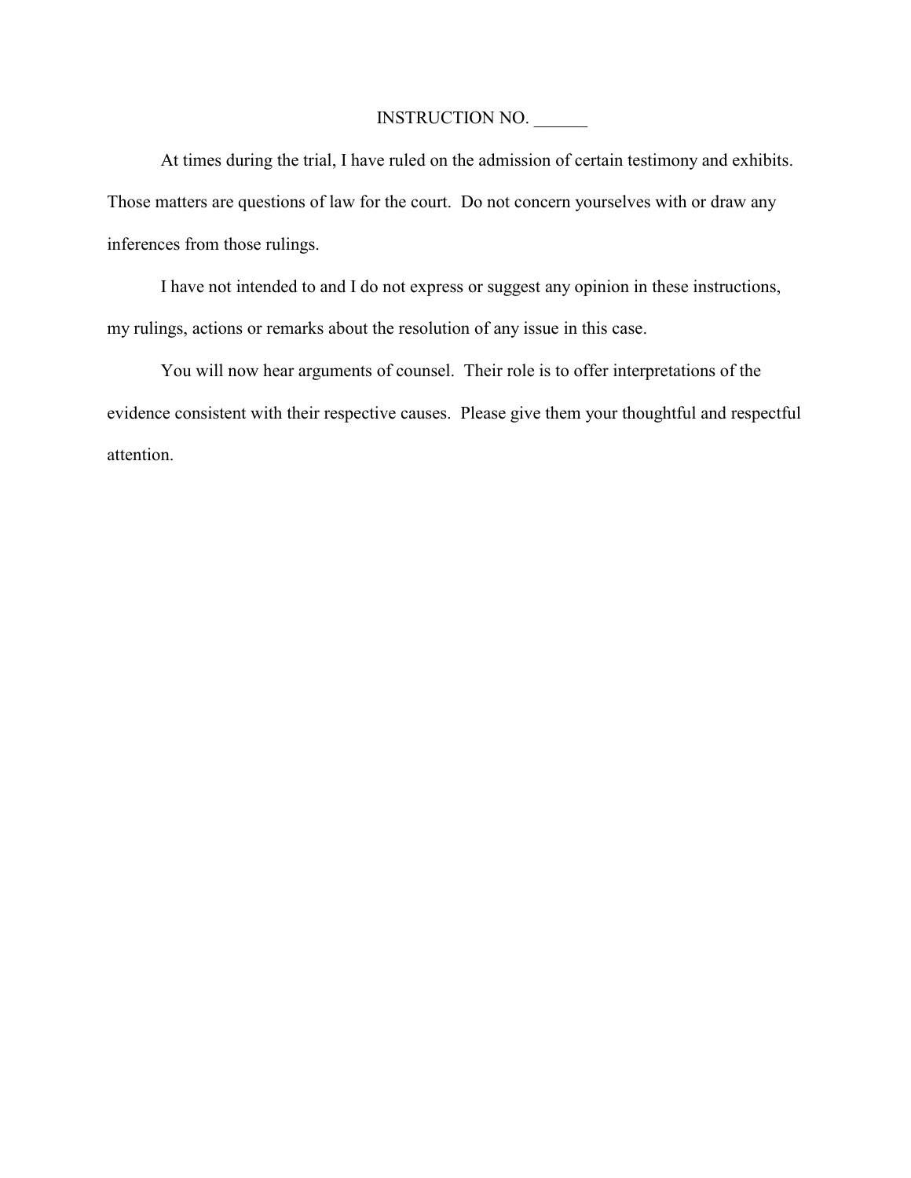INSTRUCTION NO. ______

At times during the trial, I have ruled on the admission of certain testimony and exhibits. Those matters are questions of law for the court. Do not concern yourselves with or draw any inferences from those rulings.

I have not intended to and I do not express or suggest any opinion in these instructions, my rulings, actions or remarks about the resolution of any issue in this case.

You will now hear arguments of counsel. Their role is to offer interpretations of the evidence consistent with their respective causes. Please give them your thoughtful and respectful attention.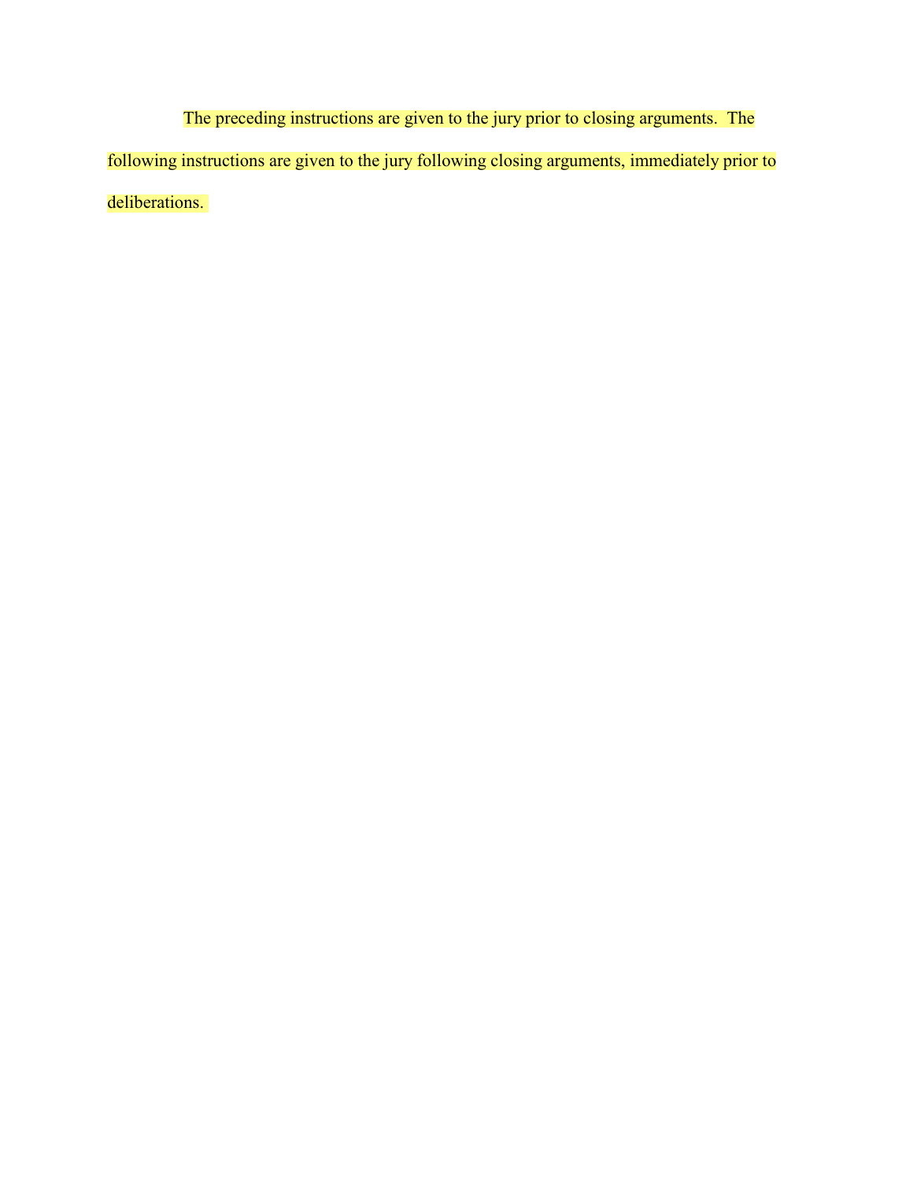The preceding instructions are given to the jury prior to closing arguments. The following instructions are given to the jury following closing arguments, immediately prior to deliberations.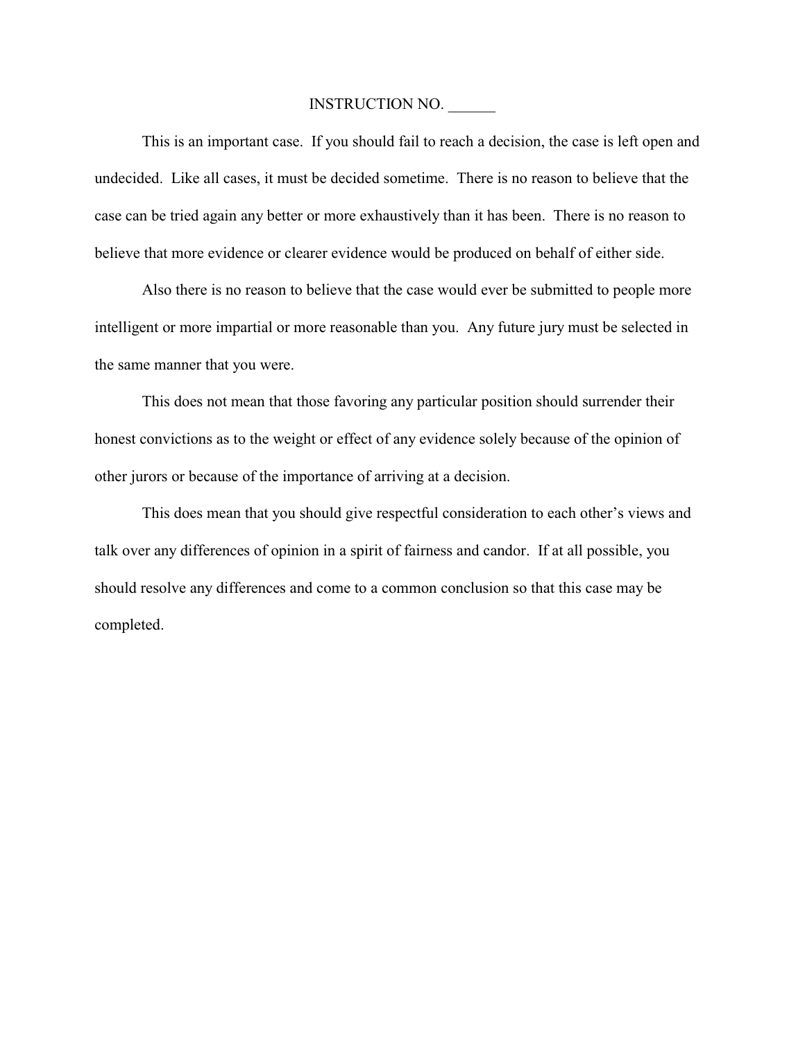INSTRUCTION NO. ______

This is an important case. If you should fail to reach a decision, the case is left open and undecided. Like all cases, it must be decided sometime. There is no reason to believe that the case can be tried again any better or more exhaustively than it has been. There is no reason to believe that more evidence or clearer evidence would be produced on behalf of either side.

Also there is no reason to believe that the case would ever be submitted to people more intelligent or more impartial or more reasonable than you. Any future jury must be selected in the same manner that you were.

This does not mean that those favoring any particular position should surrender their honest convictions as to the weight or effect of any evidence solely because of the opinion of other jurors or because of the importance of arriving at a decision.

This does mean that you should give respectful consideration to each other's views and talk over any differences of opinion in a spirit of fairness and candor. If at all possible, you should resolve any differences and come to a common conclusion so that this case may be completed.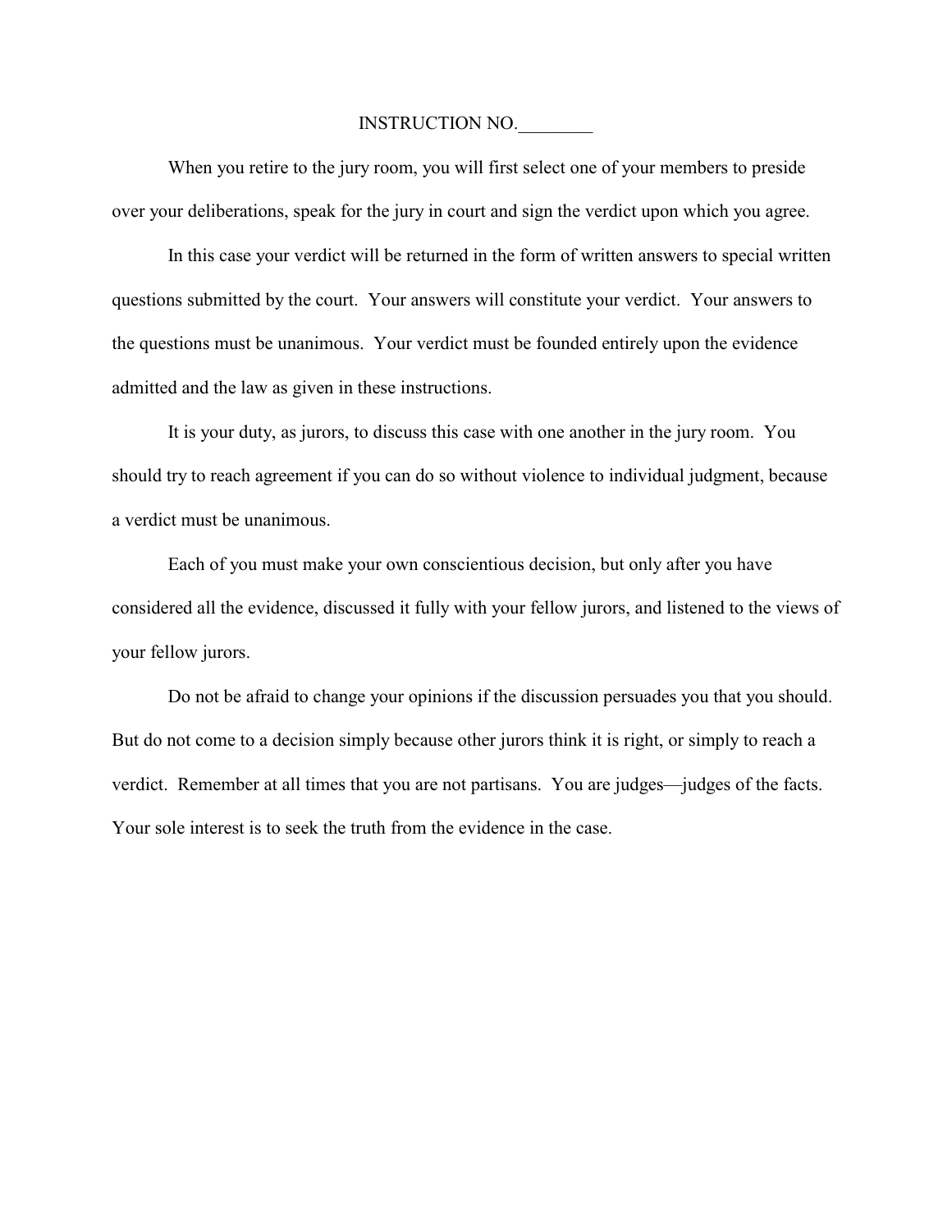INSTRUCTION NO.________

When you retire to the jury room, you will first select one of your members to preside over your deliberations, speak for the jury in court and sign the verdict upon which you agree.

In this case your verdict will be returned in the form of written answers to special written questions submitted by the court. Your answers will constitute your verdict. Your answers to the questions must be unanimous. Your verdict must be founded entirely upon the evidence admitted and the law as given in these instructions.

It is your duty, as jurors, to discuss this case with one another in the jury room. You should try to reach agreement if you can do so without violence to individual judgment, because a verdict must be unanimous.

Each of you must make your own conscientious decision, but only after you have considered all the evidence, discussed it fully with your fellow jurors, and listened to the views of your fellow jurors.

Do not be afraid to change your opinions if the discussion persuades you that you should. But do not come to a decision simply because other jurors think it is right, or simply to reach a verdict. Remember at all times that you are not partisans. You are judges—judges of the facts. Your sole interest is to seek the truth from the evidence in the case.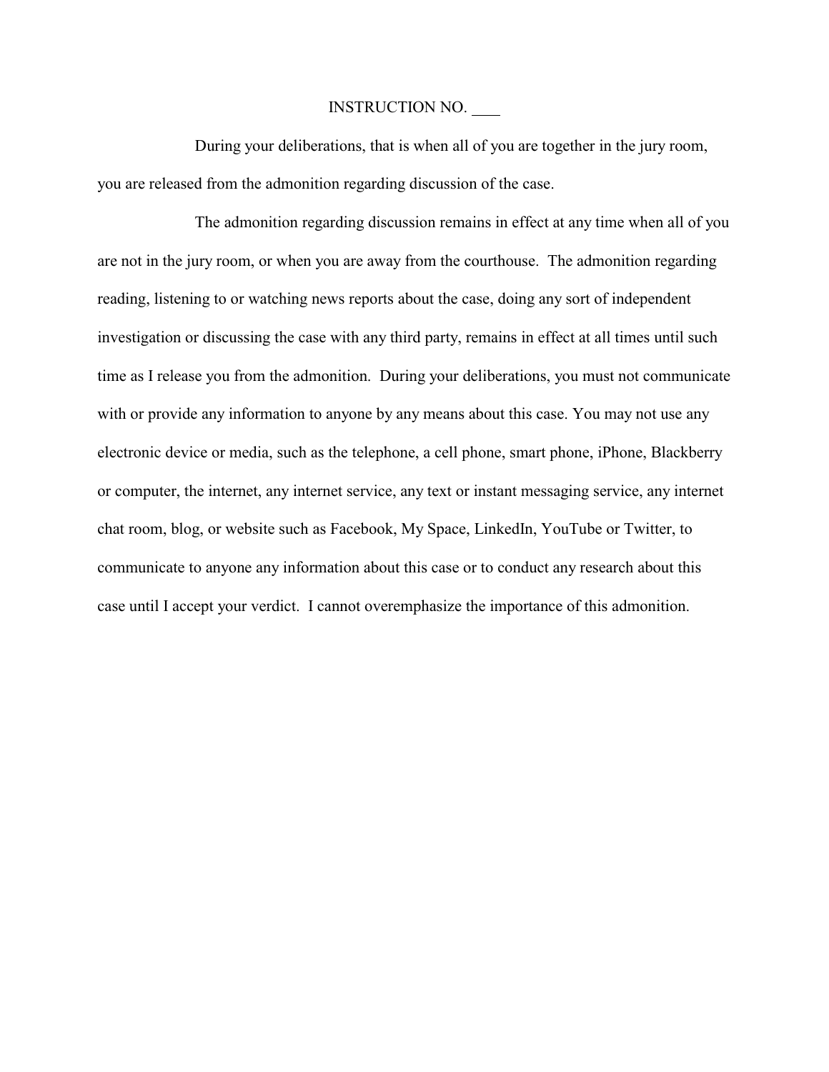INSTRUCTION NO. ____

During your deliberations, that is when all of you are together in the jury room, you are released from the admonition regarding discussion of the case.

The admonition regarding discussion remains in effect at any time when all of you are not in the jury room, or when you are away from the courthouse. The admonition regarding reading, listening to or watching news reports about the case, doing any sort of independent investigation or discussing the case with any third party, remains in effect at all times until such time as I release you from the admonition. During your deliberations, you must not communicate with or provide any information to anyone by any means about this case. You may not use any electronic device or media, such as the telephone, a cell phone, smart phone, iPhone, Blackberry or computer, the internet, any internet service, any text or instant messaging service, any internet chat room, blog, or website such as Facebook, My Space, LinkedIn, YouTube or Twitter, to communicate to anyone any information about this case or to conduct any research about this case until I accept your verdict. I cannot overemphasize the importance of this admonition.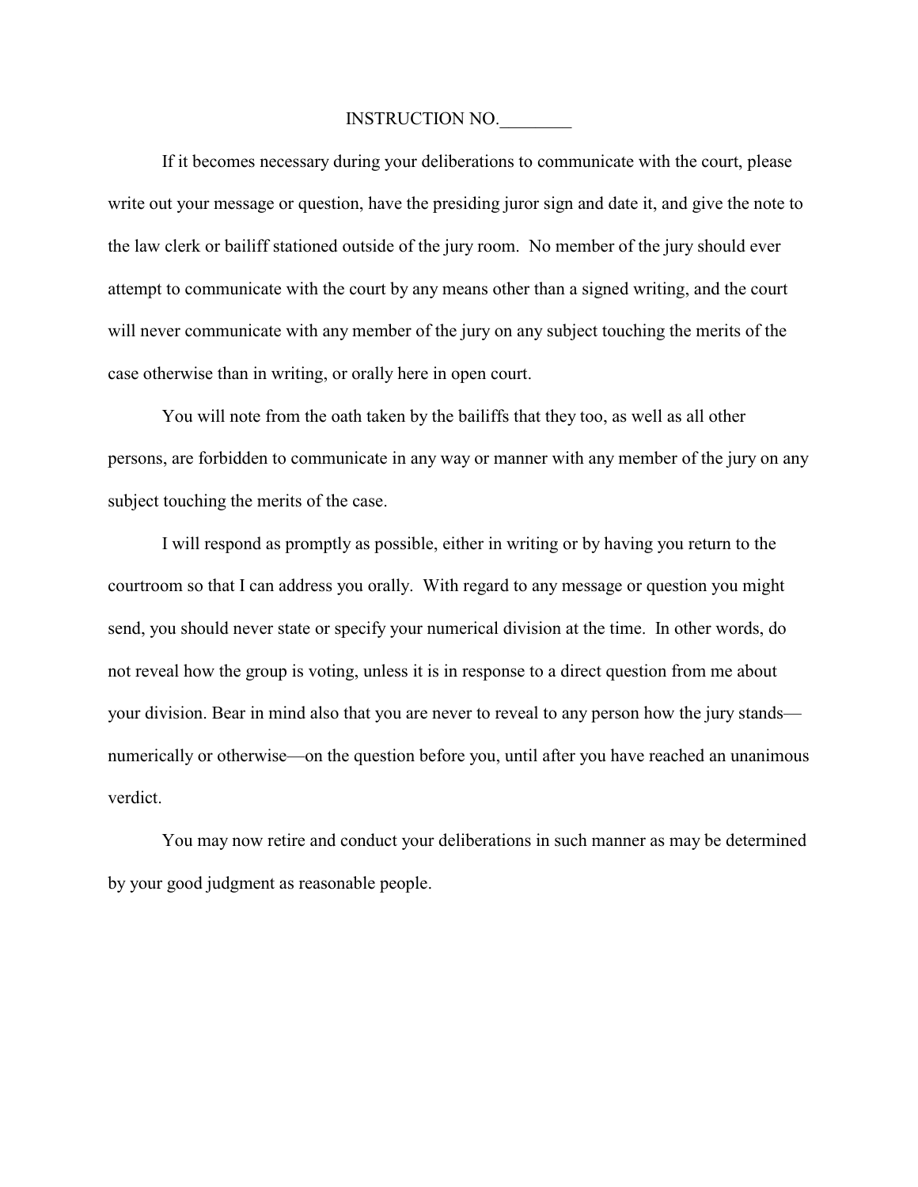INSTRUCTION NO.________

If it becomes necessary during your deliberations to communicate with the court, please write out your message or question, have the presiding juror sign and date it, and give the note to the law clerk or bailiff stationed outside of the jury room. No member of the jury should ever attempt to communicate with the court by any means other than a signed writing, and the court will never communicate with any member of the jury on any subject touching the merits of the case otherwise than in writing, or orally here in open court.

You will note from the oath taken by the bailiffs that they too, as well as all other persons, are forbidden to communicate in any way or manner with any member of the jury on any subject touching the merits of the case.

I will respond as promptly as possible, either in writing or by having you return to the courtroom so that I can address you orally. With regard to any message or question you might send, you should never state or specify your numerical division at the time. In other words, do not reveal how the group is voting, unless it is in response to a direct question from me about your division. Bear in mind also that you are never to reveal to any person how the jury stands—numerically or otherwise—on the question before you, until after you have reached an unanimous verdict.

You may now retire and conduct your deliberations in such manner as may be determined by your good judgment as reasonable people.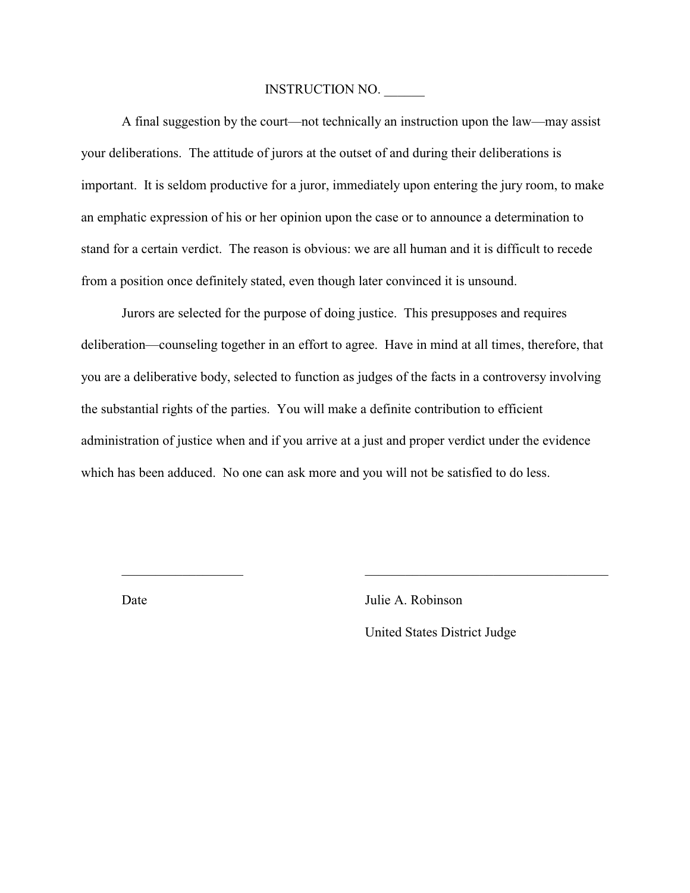INSTRUCTION NO. ______

A final suggestion by the court—not technically an instruction upon the law—may assist your deliberations. The attitude of jurors at the outset of and during their deliberations is important. It is seldom productive for a juror, immediately upon entering the jury room, to make an emphatic expression of his or her opinion upon the case or to announce a determination to stand for a certain verdict. The reason is obvious: we are all human and it is difficult to recede from a position once definitely stated, even though later convinced it is unsound.

Jurors are selected for the purpose of doing justice. This presupposes and requires deliberation—counseling together in an effort to agree. Have in mind at all times, therefore, that you are a deliberative body, selected to function as judges of the facts in a controversy involving the substantial rights of the parties. You will make a definite contribution to efficient administration of justice when and if you arrive at a just and proper verdict under the evidence which has been adduced. No one can ask more and you will not be satisfied to do less.

\_\_\_\_\_\_\_\_\_\_\_\_\_\_\_\_\_\_ \_\_\_\_\_\_\_\_\_\_\_\_\_\_\_\_\_\_\_\_\_\_\_\_\_\_\_\_\_\_\_\_\_\_\_\_

Date

Julie A. Robinson

United States District Judge